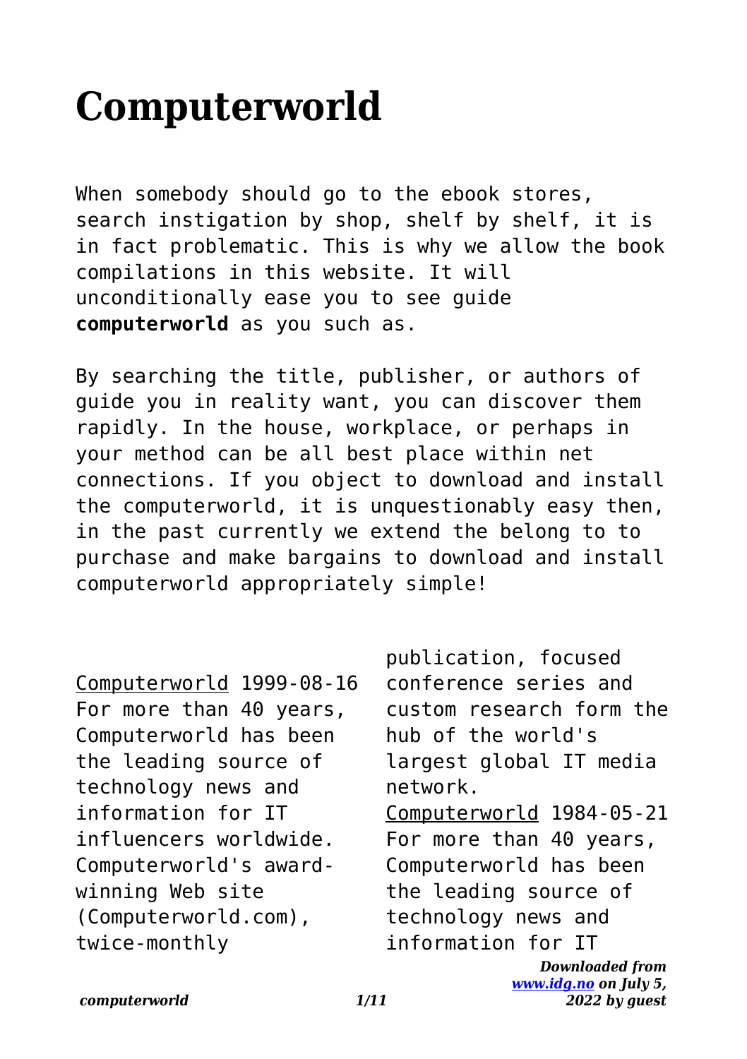# Computerworld

When somebody should go to the ebook stores, search instigation by shop, shelf by shelf, it is in fact problematic. This is why we allow the book compilations in this website. It will unconditionally ease you to see guide **computerworld** as you such as.

By searching the title, publisher, or authors of guide you in reality want, you can discover them rapidly. In the house, workplace, or perhaps in your method can be all best place within net connections. If you object to download and install the computerworld, it is unquestionably easy then, in the past currently we extend the belong to to purchase and make bargains to download and install computerworld appropriately simple!

Computerworld 1999-08-16 For more than 40 years, Computerworld has been the leading source of technology news and information for IT influencers worldwide. Computerworld's award-winning Web site (Computerworld.com), twice-monthly publication, focused conference series and custom research form the hub of the world's largest global IT media network.

Computerworld 1984-05-21 For more than 40 years, Computerworld has been the leading source of technology news and information for IT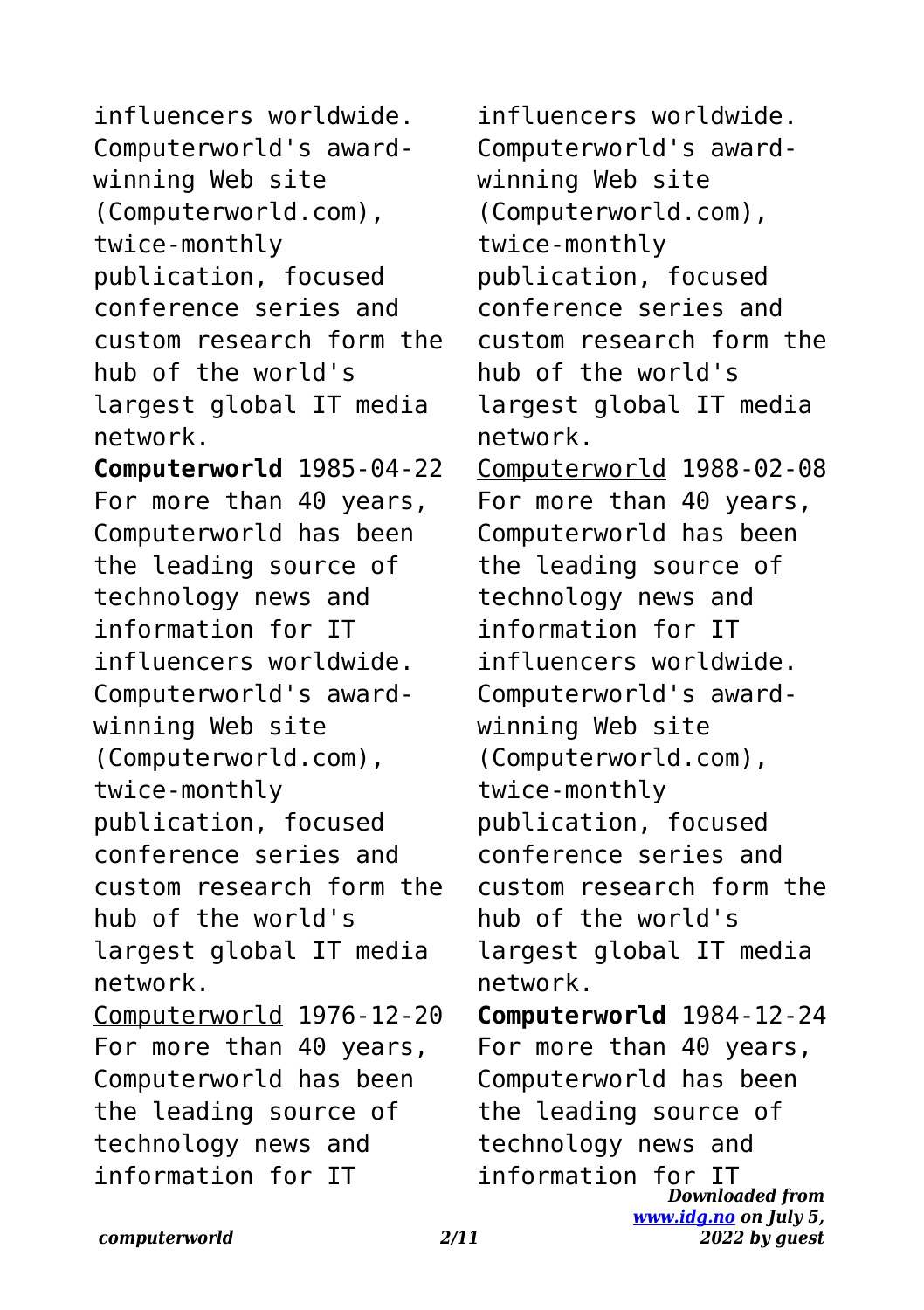influencers worldwide. Computerworld's award-winning Web site (Computerworld.com), twice-monthly publication, focused conference series and custom research form the hub of the world's largest global IT media network.

**Computerworld** 1985-04-22 For more than 40 years, Computerworld has been the leading source of technology news and information for IT influencers worldwide. Computerworld's award-winning Web site (Computerworld.com), twice-monthly publication, focused conference series and custom research form the hub of the world's largest global IT media network.

Computerworld 1976-12-20 For more than 40 years, Computerworld has been the leading source of technology news and information for IT influencers worldwide. Computerworld's award-winning Web site (Computerworld.com), twice-monthly publication, focused conference series and custom research form the hub of the world's largest global IT media network.

Computerworld 1988-02-08 For more than 40 years, Computerworld has been the leading source of technology news and information for IT influencers worldwide. Computerworld's award-winning Web site (Computerworld.com), twice-monthly publication, focused conference series and custom research form the hub of the world's largest global IT media network.

**Computerworld** 1984-12-24 For more than 40 years, Computerworld has been the leading source of technology news and information for IT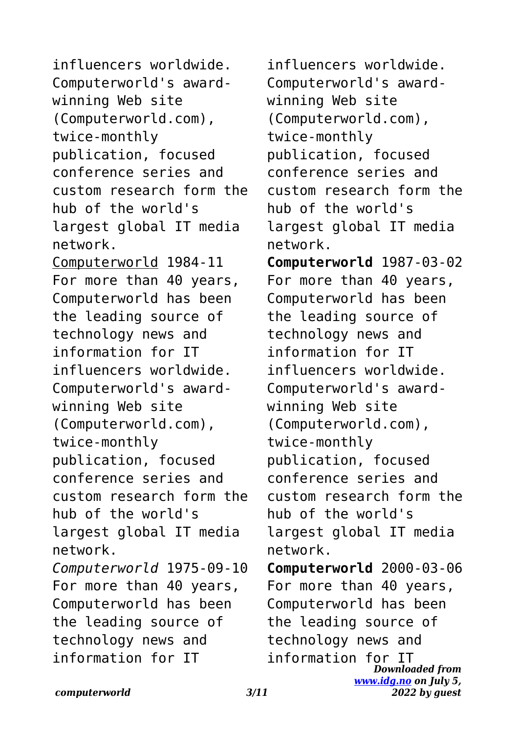influencers worldwide. Computerworld's award-winning Web site (Computerworld.com), twice-monthly publication, focused conference series and custom research form the hub of the world's largest global IT media network.

Computerworld 1984-11 For more than 40 years, Computerworld has been the leading source of technology news and information for IT influencers worldwide. Computerworld's award-winning Web site (Computerworld.com), twice-monthly publication, focused conference series and custom research form the hub of the world's largest global IT media network.

*Computerworld* 1975-09-10 For more than 40 years, Computerworld has been the leading source of technology news and information for IT influencers worldwide. Computerworld's award-winning Web site (Computerworld.com), twice-monthly publication, focused conference series and custom research form the hub of the world's largest global IT media network.

**Computerworld** 1987-03-02 For more than 40 years, Computerworld has been the leading source of technology news and information for IT influencers worldwide. Computerworld's award-winning Web site (Computerworld.com), twice-monthly publication, focused conference series and custom research form the hub of the world's largest global IT media network.

**Computerworld** 2000-03-06 For more than 40 years, Computerworld has been the leading source of technology news and information for IT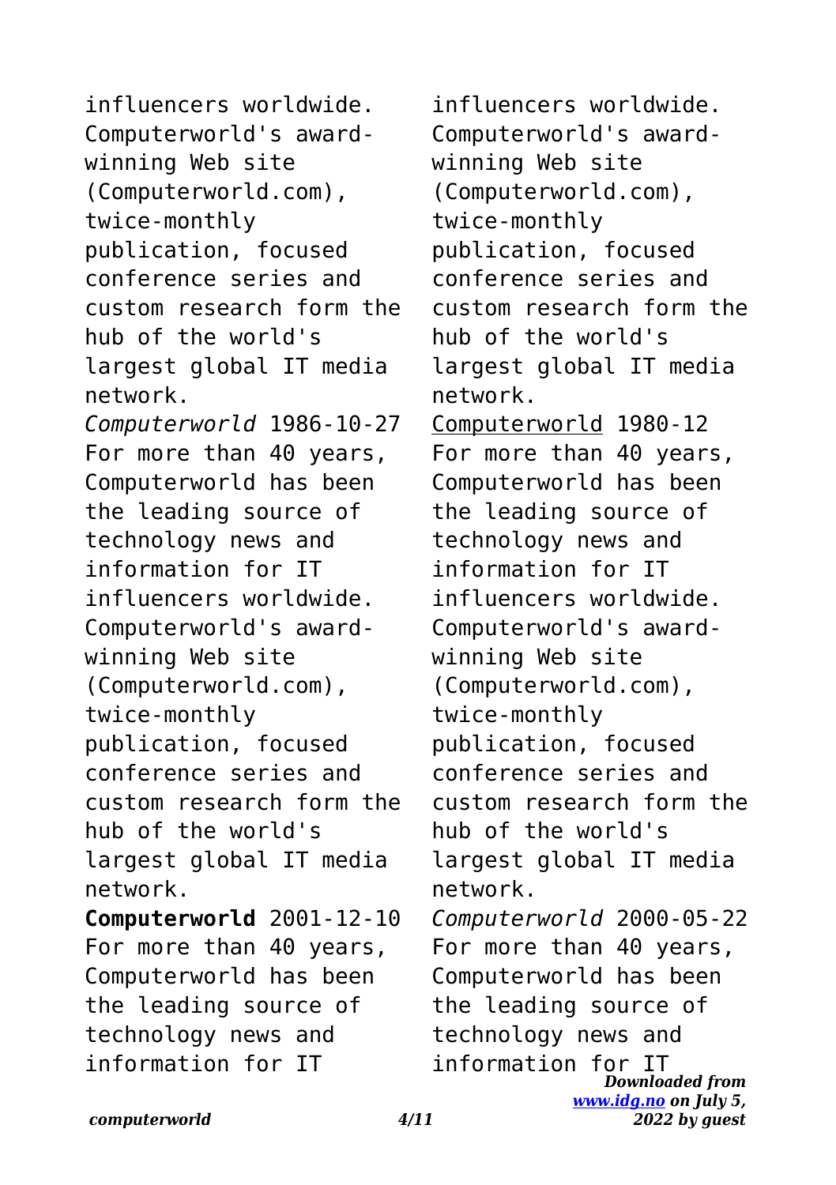influencers worldwide. Computerworld's award-winning Web site (Computerworld.com), twice-monthly publication, focused conference series and custom research form the hub of the world's largest global IT media network.

*Computerworld* 1986-10-27 For more than 40 years, Computerworld has been the leading source of technology news and information for IT influencers worldwide. Computerworld's award-winning Web site (Computerworld.com), twice-monthly publication, focused conference series and custom research form the hub of the world's largest global IT media network.

**Computerworld** 2001-12-10 For more than 40 years, Computerworld has been the leading source of technology news and information for IT influencers worldwide. Computerworld's award-winning Web site (Computerworld.com), twice-monthly publication, focused conference series and custom research form the hub of the world's largest global IT media network.

Computerworld 1980-12 For more than 40 years, Computerworld has been the leading source of technology news and information for IT influencers worldwide. Computerworld's award-winning Web site (Computerworld.com), twice-monthly publication, focused conference series and custom research form the hub of the world's largest global IT media network.

*Computerworld* 2000-05-22 For more than 40 years, Computerworld has been the leading source of technology news and information for IT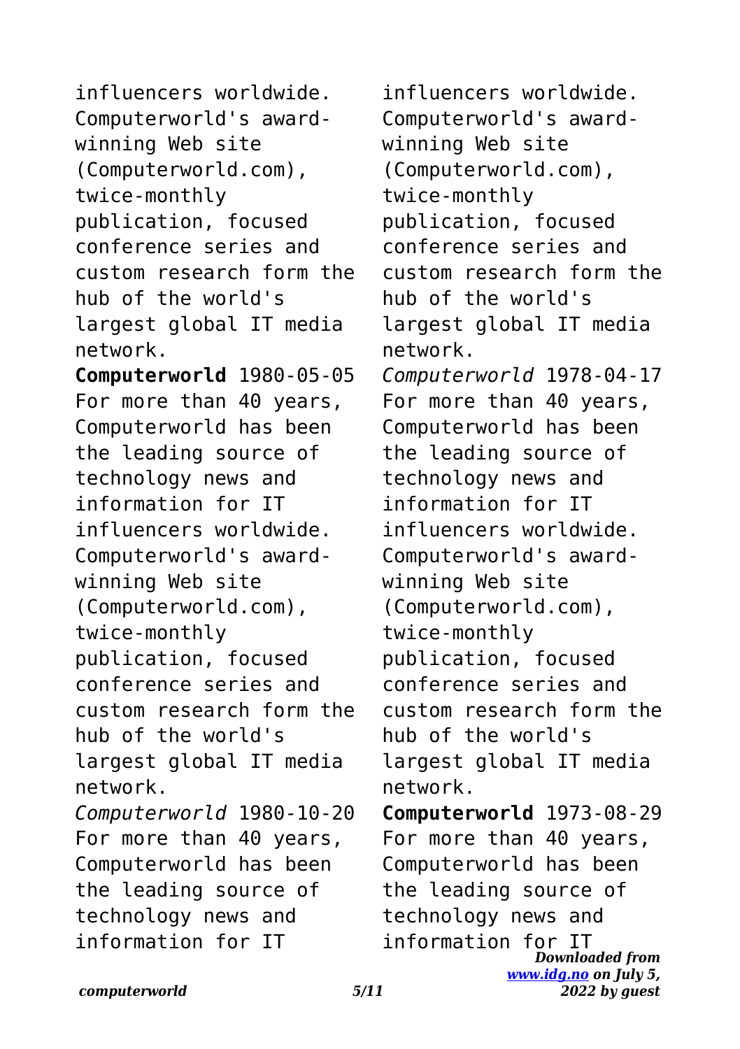influencers worldwide. Computerworld's award-winning Web site (Computerworld.com), twice-monthly publication, focused conference series and custom research form the hub of the world's largest global IT media network.

**Computerworld** 1980-05-05 For more than 40 years, Computerworld has been the leading source of technology news and information for IT influencers worldwide. Computerworld's award-winning Web site (Computerworld.com), twice-monthly publication, focused conference series and custom research form the hub of the world's largest global IT media network.

*Computerworld* 1980-10-20 For more than 40 years, Computerworld has been the leading source of technology news and information for IT influencers worldwide. Computerworld's award-winning Web site (Computerworld.com), twice-monthly publication, focused conference series and custom research form the hub of the world's largest global IT media network.

*Computerworld* 1978-04-17 For more than 40 years, Computerworld has been the leading source of technology news and information for IT influencers worldwide. Computerworld's award-winning Web site (Computerworld.com), twice-monthly publication, focused conference series and custom research form the hub of the world's largest global IT media network.

**Computerworld** 1973-08-29 For more than 40 years, Computerworld has been the leading source of technology news and information for IT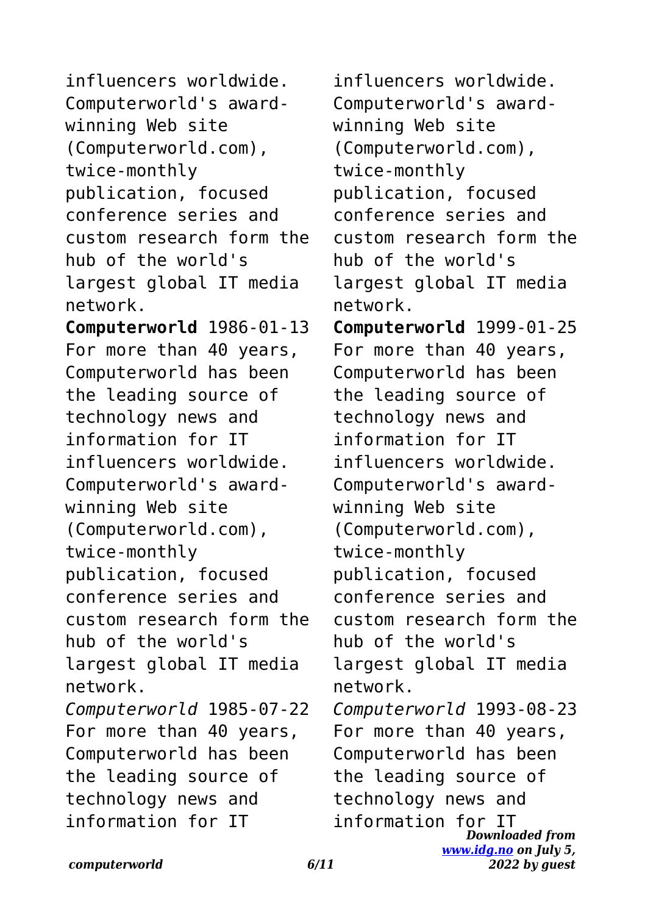influencers worldwide. Computerworld's award-winning Web site (Computerworld.com), twice-monthly publication, focused conference series and custom research form the hub of the world's largest global IT media network.

**Computerworld** 1986-01-13 For more than 40 years, Computerworld has been the leading source of technology news and information for IT influencers worldwide. Computerworld's award-winning Web site (Computerworld.com), twice-monthly publication, focused conference series and custom research form the hub of the world's largest global IT media network.

*Computerworld* 1985-07-22 For more than 40 years, Computerworld has been the leading source of technology news and information for IT influencers worldwide. Computerworld's award-winning Web site (Computerworld.com), twice-monthly publication, focused conference series and custom research form the hub of the world's largest global IT media network.

**Computerworld** 1999-01-25 For more than 40 years, Computerworld has been the leading source of technology news and information for IT influencers worldwide. Computerworld's award-winning Web site (Computerworld.com), twice-monthly publication, focused conference series and custom research form the hub of the world's largest global IT media network.

*Computerworld* 1993-08-23 For more than 40 years, Computerworld has been the leading source of technology news and information for IT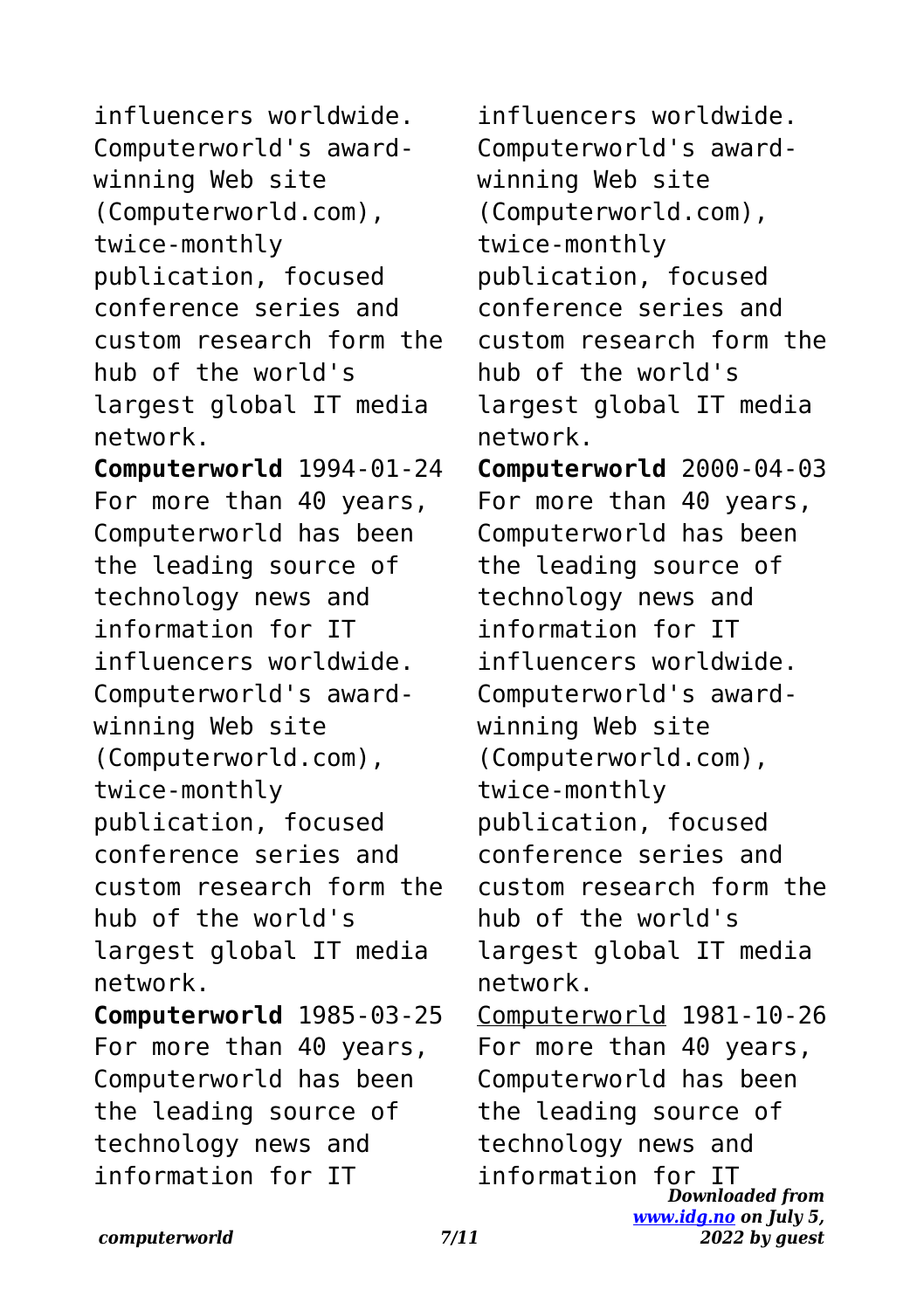influencers worldwide. Computerworld's award-winning Web site (Computerworld.com), twice-monthly publication, focused conference series and custom research form the hub of the world's largest global IT media network.

**Computerworld** 1994-01-24 For more than 40 years, Computerworld has been the leading source of technology news and information for IT influencers worldwide. Computerworld's award-winning Web site (Computerworld.com), twice-monthly publication, focused conference series and custom research form the hub of the world's largest global IT media network.

**Computerworld** 1985-03-25 For more than 40 years, Computerworld has been the leading source of technology news and information for IT influencers worldwide. Computerworld's award-winning Web site (Computerworld.com), twice-monthly publication, focused conference series and custom research form the hub of the world's largest global IT media network.

**Computerworld** 2000-04-03 For more than 40 years, Computerworld has been the leading source of technology news and information for IT influencers worldwide. Computerworld's award-winning Web site (Computerworld.com), twice-monthly publication, focused conference series and custom research form the hub of the world's largest global IT media network.

Computerworld 1981-10-26 For more than 40 years, Computerworld has been the leading source of technology news and information for IT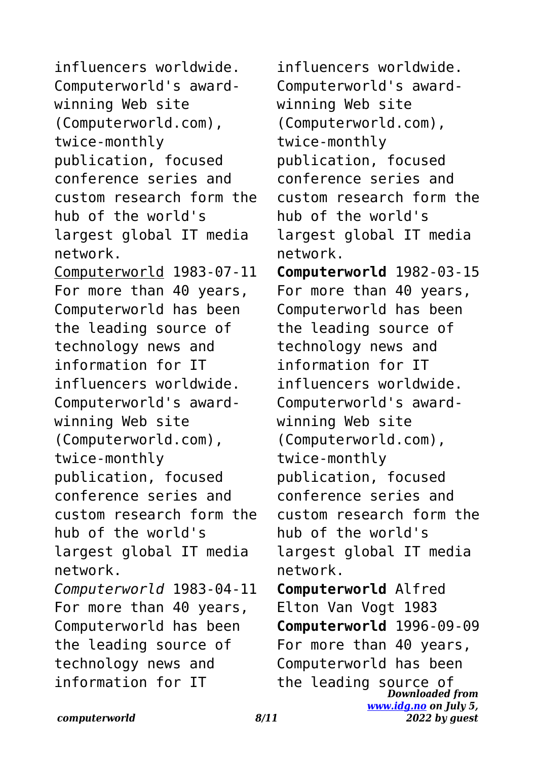influencers worldwide. Computerworld's award-winning Web site (Computerworld.com), twice-monthly publication, focused conference series and custom research form the hub of the world's largest global IT media network.

Computerworld 1983-07-11 For more than 40 years, Computerworld has been the leading source of technology news and information for IT influencers worldwide. Computerworld's award-winning Web site (Computerworld.com), twice-monthly publication, focused conference series and custom research form the hub of the world's largest global IT media network.

*Computerworld* 1983-04-11 For more than 40 years, Computerworld has been the leading source of technology news and information for IT influencers worldwide. Computerworld's award-winning Web site (Computerworld.com), twice-monthly publication, focused conference series and custom research form the hub of the world's largest global IT media network.

**Computerworld** 1982-03-15 For more than 40 years, Computerworld has been the leading source of technology news and information for IT influencers worldwide. Computerworld's award-winning Web site (Computerworld.com), twice-monthly publication, focused conference series and custom research form the hub of the world's largest global IT media network.

**Computerworld** Alfred Elton Van Vogt 1983

**Computerworld** 1996-09-09 For more than 40 years, Computerworld has been the leading source of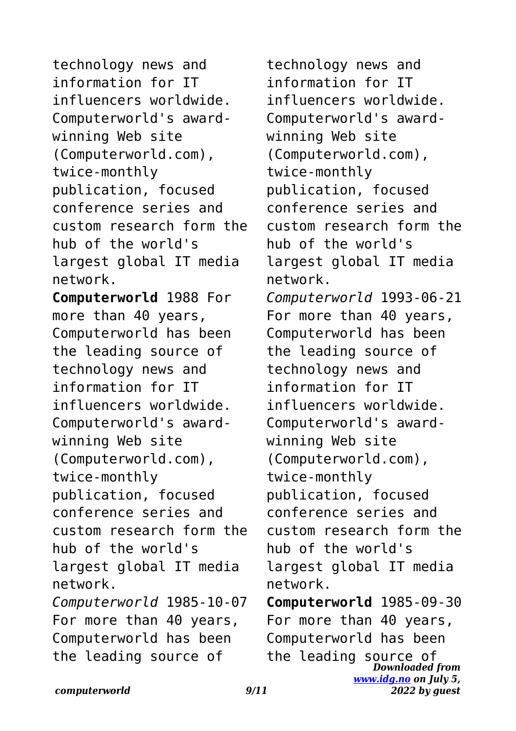technology news and information for IT influencers worldwide. Computerworld's award-winning Web site (Computerworld.com), twice-monthly publication, focused conference series and custom research form the hub of the world's largest global IT media network.

**Computerworld** 1988 For more than 40 years, Computerworld has been the leading source of technology news and information for IT influencers worldwide. Computerworld's award-winning Web site (Computerworld.com), twice-monthly publication, focused conference series and custom research form the hub of the world's largest global IT media network.

*Computerworld* 1985-10-07 For more than 40 years, Computerworld has been the leading source of technology news and information for IT influencers worldwide. Computerworld's award-winning Web site (Computerworld.com), twice-monthly publication, focused conference series and custom research form the hub of the world's largest global IT media network.

*Computerworld* 1993-06-21 For more than 40 years, Computerworld has been the leading source of technology news and information for IT influencers worldwide. Computerworld's award-winning Web site (Computerworld.com), twice-monthly publication, focused conference series and custom research form the hub of the world's largest global IT media network.

**Computerworld** 1985-09-30 For more than 40 years, Computerworld has been the leading source of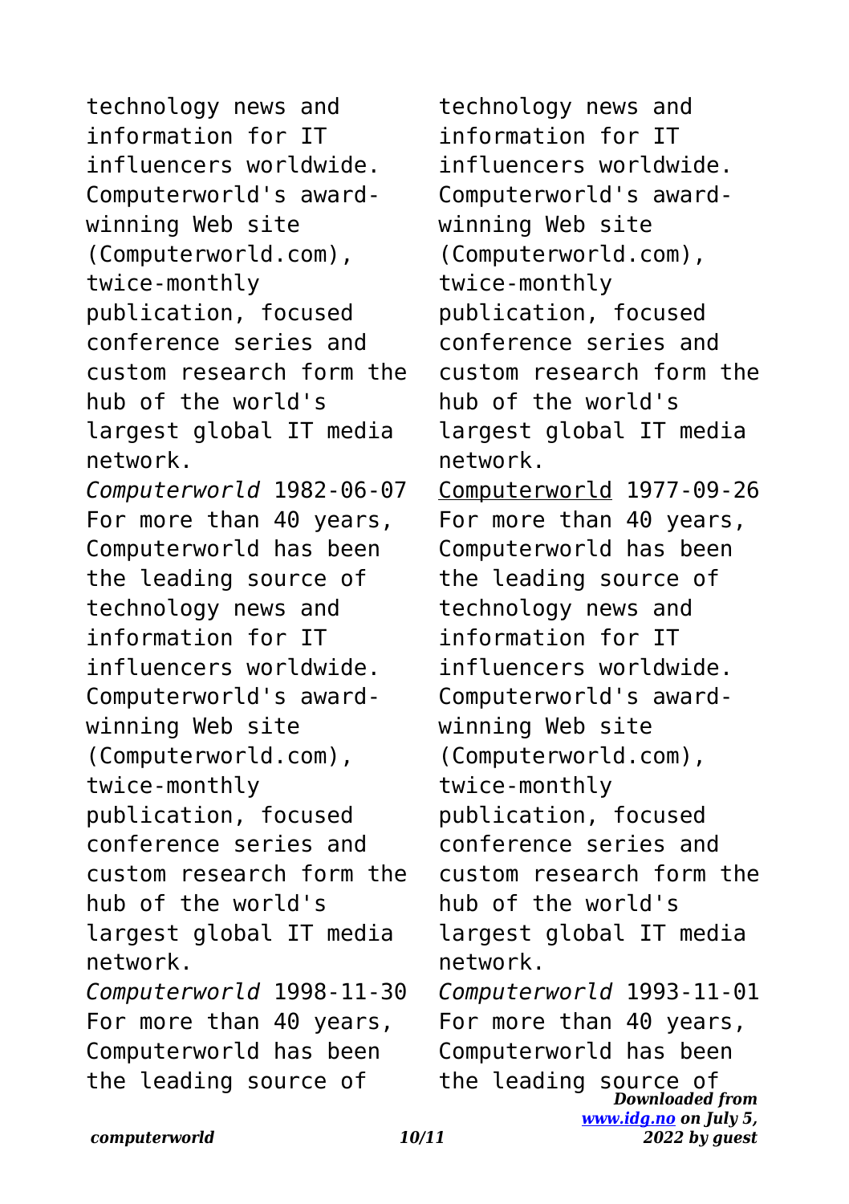technology news and information for IT influencers worldwide. Computerworld's award-winning Web site (Computerworld.com), twice-monthly publication, focused conference series and custom research form the hub of the world's largest global IT media network.

*Computerworld* 1982-06-07 For more than 40 years, Computerworld has been the leading source of technology news and information for IT influencers worldwide. Computerworld's award-winning Web site (Computerworld.com), twice-monthly publication, focused conference series and custom research form the hub of the world's largest global IT media network.

*Computerworld* 1998-11-30 For more than 40 years, Computerworld has been the leading source of technology news and information for IT influencers worldwide. Computerworld's award-winning Web site (Computerworld.com), twice-monthly publication, focused conference series and custom research form the hub of the world's largest global IT media network.

Computerworld 1977-09-26 For more than 40 years, Computerworld has been the leading source of technology news and information for IT influencers worldwide. Computerworld's award-winning Web site (Computerworld.com), twice-monthly publication, focused conference series and custom research form the hub of the world's largest global IT media network.

*Computerworld* 1993-11-01 For more than 40 years, Computerworld has been the leading source of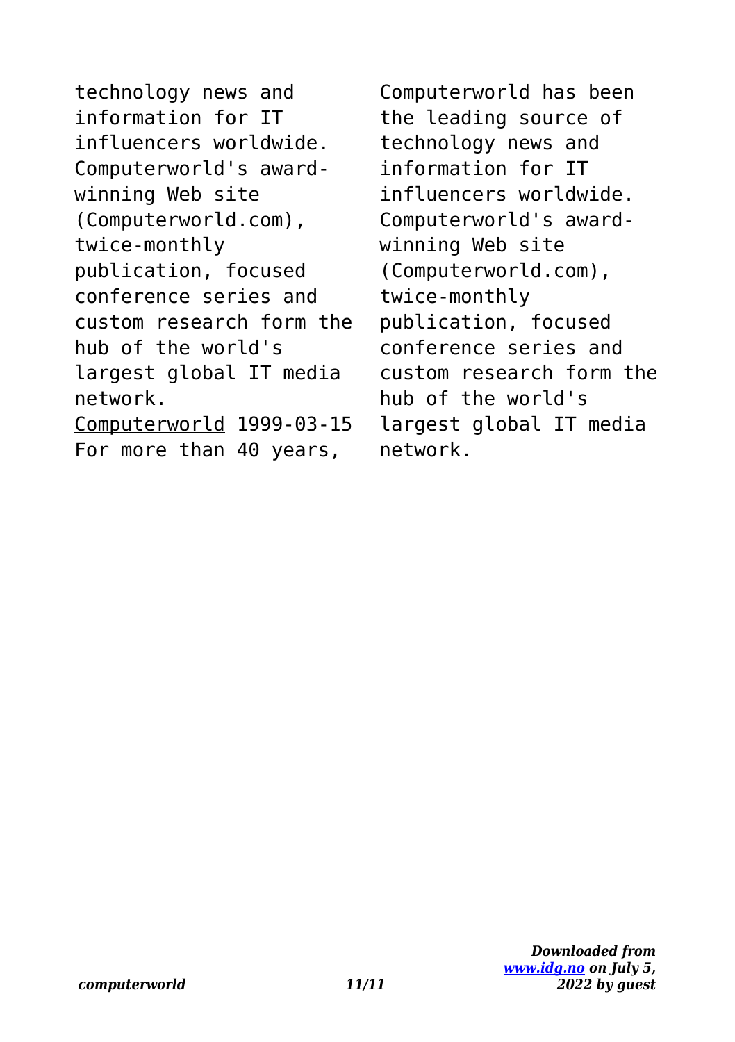technology news and information for IT influencers worldwide. Computerworld's award-winning Web site (Computerworld.com), twice-monthly publication, focused conference series and custom research form the hub of the world's largest global IT media network.

Computerworld 1999-03-15 For more than 40 years, Computerworld has been the leading source of technology news and information for IT influencers worldwide. Computerworld's award-winning Web site (Computerworld.com), twice-monthly publication, focused conference series and custom research form the hub of the world's largest global IT media network.